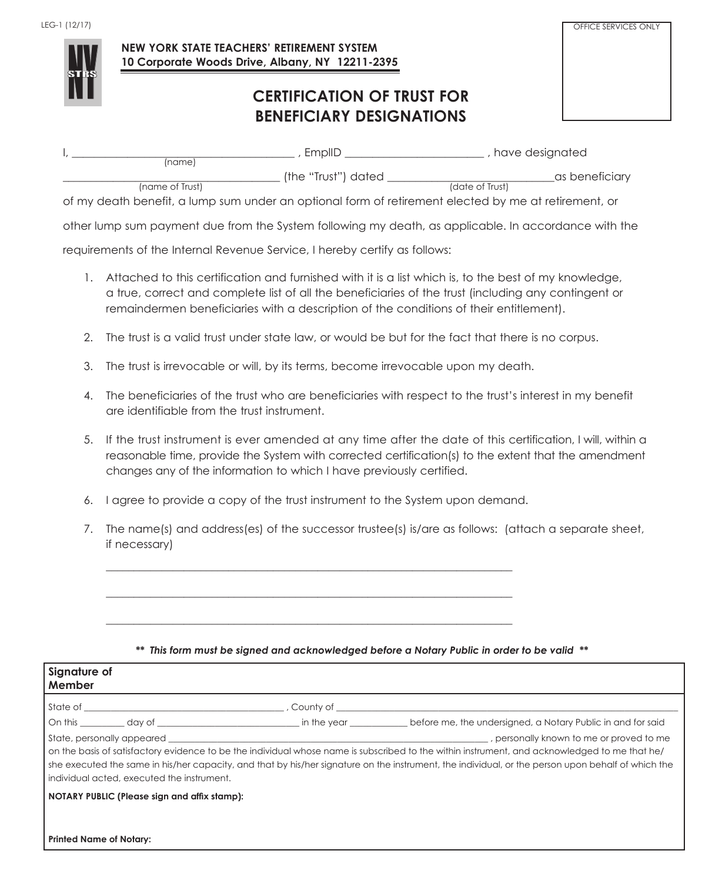LEG-1 (12/17)

OFFICE SERVICES ONLY

**NEW YORK STATE TEACHERS' RETIREMENT SYSTEM**
**10 Corporate Woods Drive, Albany, NY 12211-2395**

# CERTIFICATION OF TRUST FOR BENEFICIARY DESIGNATIONS

I, ______________________________ (name) , EmplID ____________________ , have designated ______________________________ (name of Trust) (the "Trust") dated ______________________ (date of Trust) as beneficiary of my death benefit, a lump sum under an optional form of retirement elected by me at retirement, or other lump sum payment due from the System following my death, as applicable. In accordance with the requirements of the Internal Revenue Service, I hereby certify as follows:

1. Attached to this certification and furnished with it is a list which is, to the best of my knowledge, a true, correct and complete list of all the beneficiaries of the trust (including any contingent or remaindermen beneficiaries with a description of the conditions of their entitlement).
2. The trust is a valid trust under state law, or would be but for the fact that there is no corpus.
3. The trust is irrevocable or will, by its terms, become irrevocable upon my death.
4. The beneficiaries of the trust who are beneficiaries with respect to the trust's interest in my benefit are identifiable from the trust instrument.
5. If the trust instrument is ever amended at any time after the date of this certification, I will, within a reasonable time, provide the System with corrected certification(s) to the extent that the amendment changes any of the information to which I have previously certified.
6. I agree to provide a copy of the trust instrument to the System upon demand.
7. The name(s) and address(es) of the successor trustee(s) is/are as follows: (attach a separate sheet, if necessary)

   ______________________________________________________________

   ______________________________________________________________

   ______________________________________________________________

***\*\* This form must be signed and acknowledged before a Notary Public in order to be valid \*\****

**Signature of Member**

State of ______________________________ , County of ______________________________

On this ________ day of ______________________ in the year __________ before me, the undersigned, a Notary Public in and for said State, personally appeared ______________________________ , personally known to me or proved to me on the basis of satisfactory evidence to be the individual whose name is subscribed to the within instrument, and acknowledged to me that he/she executed the same in his/her capacity, and that by his/her signature on the instrument, the individual, or the person upon behalf of which the individual acted, executed the instrument.

**NOTARY PUBLIC (Please sign and affix stamp):**

**Printed Name of Notary:**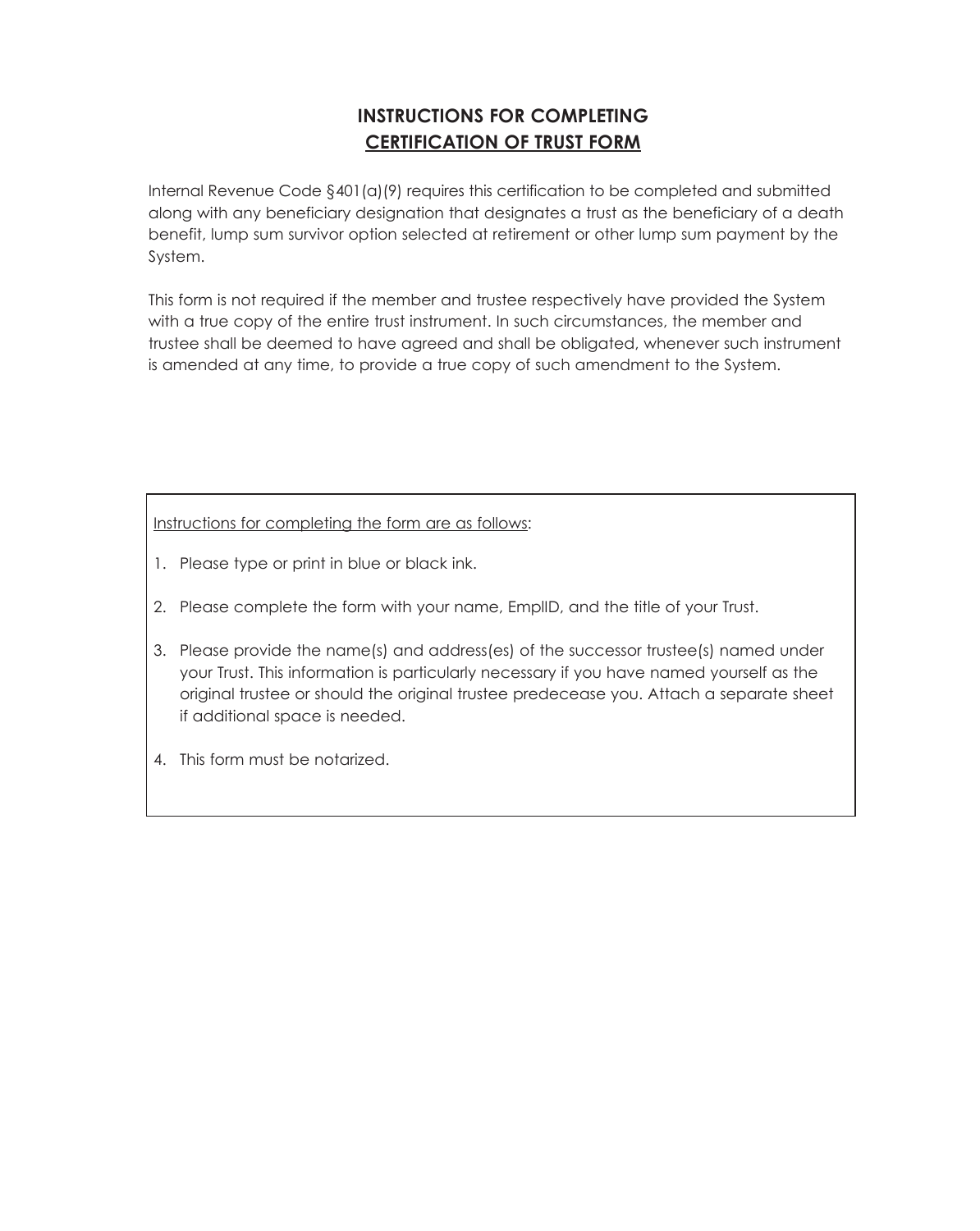# INSTRUCTIONS FOR COMPLETING CERTIFICATION OF TRUST FORM

Internal Revenue Code §401(a)(9) requires this certification to be completed and submitted along with any beneficiary designation that designates a trust as the beneficiary of a death benefit, lump sum survivor option selected at retirement or other lump sum payment by the System.

This form is not required if the member and trustee respectively have provided the System with a true copy of the entire trust instrument. In such circumstances, the member and trustee shall be deemed to have agreed and shall be obligated, whenever such instrument is amended at any time, to provide a true copy of such amendment to the System.

Instructions for completing the form are as follows:

1. Please type or print in blue or black ink.
2. Please complete the form with your name, EmplID, and the title of your Trust.
3. Please provide the name(s) and address(es) of the successor trustee(s) named under your Trust. This information is particularly necessary if you have named yourself as the original trustee or should the original trustee predecease you. Attach a separate sheet if additional space is needed.
4. This form must be notarized.